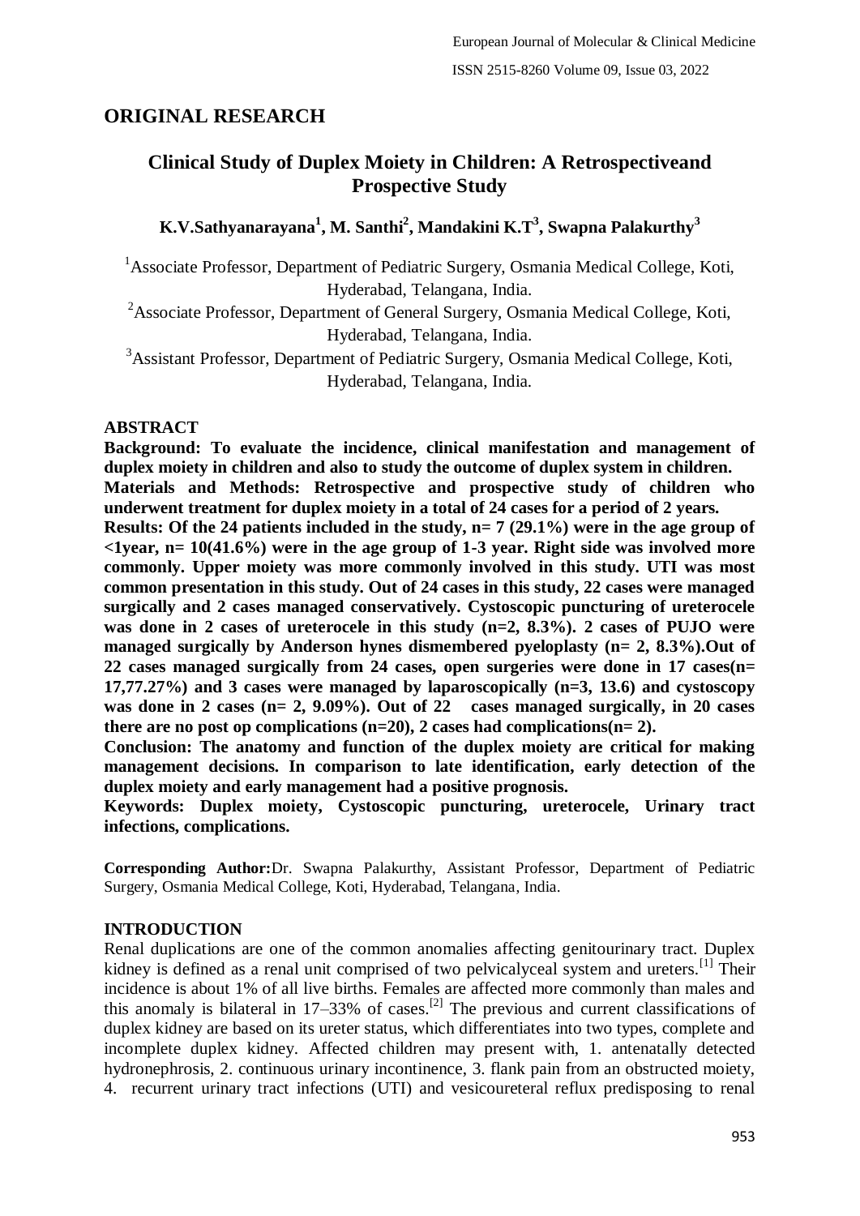## ORIGINAL RESEARCH

# Clinical Study of Duplex Moiety in Children: A Retrospectiveand Prospective Study

**K.V.Sathyanarayana[1], M. Santhi[2], Mandakini K.T[3], Swapna Palakurthy[3]**

[1]Associate Professor, Department of Pediatric Surgery, Osmania Medical College, Koti, Hyderabad, Telangana, India.

[2]Associate Professor, Department of General Surgery, Osmania Medical College, Koti, Hyderabad, Telangana, India.

[3]Assistant Professor, Department of Pediatric Surgery, Osmania Medical College, Koti, Hyderabad, Telangana, India.

### ABSTRACT

**Background: To evaluate the incidence, clinical manifestation and management of duplex moiety in children and also to study the outcome of duplex system in children.**

**Materials and Methods: Retrospective and prospective study of children who underwent treatment for duplex moiety in a total of 24 cases for a period of 2 years.**

**Results: Of the 24 patients included in the study, n= 7 (29.1%) were in the age group of <1year, n= 10(41.6%) were in the age group of 1-3 year. Right side was involved more commonly. Upper moiety was more commonly involved in this study. UTI was most common presentation in this study. Out of 24 cases in this study, 22 cases were managed surgically and 2 cases managed conservatively. Cystoscopic puncturing of ureterocele was done in 2 cases of ureterocele in this study (n=2, 8.3%). 2 cases of PUJO were managed surgically by Anderson hynes dismembered pyeloplasty (n= 2, 8.3%).Out of 22 cases managed surgically from 24 cases, open surgeries were done in 17 cases(n= 17,77.27%) and 3 cases were managed by laparoscopically (n=3, 13.6) and cystoscopy was done in 2 cases (n= 2, 9.09%). Out of 22 cases managed surgically, in 20 cases there are no post op complications (n=20), 2 cases had complications(n= 2).**

**Conclusion: The anatomy and function of the duplex moiety are critical for making management decisions. In comparison to late identification, early detection of the duplex moiety and early management had a positive prognosis.**

**Keywords: Duplex moiety, Cystoscopic puncturing, ureterocele, Urinary tract infections, complications.**

**Corresponding Author:**Dr. Swapna Palakurthy, Assistant Professor, Department of Pediatric Surgery, Osmania Medical College, Koti, Hyderabad, Telangana, India.

### INTRODUCTION

Renal duplications are one of the common anomalies affecting genitourinary tract. Duplex kidney is defined as a renal unit comprised of two pelvicalyceal system and ureters.[1] Their incidence is about 1% of all live births. Females are affected more commonly than males and this anomaly is bilateral in 17–33% of cases.[2] The previous and current classifications of duplex kidney are based on its ureter status, which differentiates into two types, complete and incomplete duplex kidney. Affected children may present with, 1. antenatally detected hydronephrosis, 2. continuous urinary incontinence, 3. flank pain from an obstructed moiety, 4. recurrent urinary tract infections (UTI) and vesicoureteral reflux predisposing to renal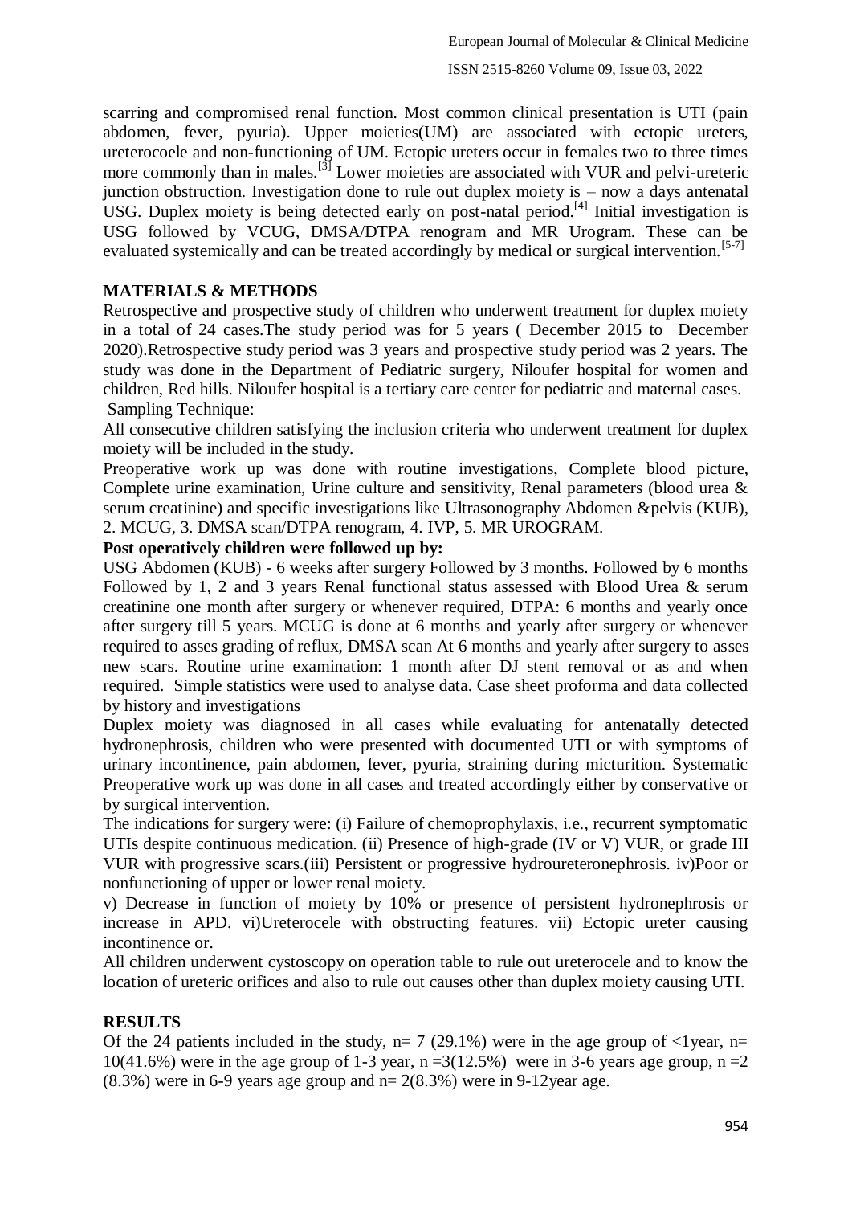scarring and compromised renal function. Most common clinical presentation is UTI (pain abdomen, fever, pyuria). Upper moieties(UM) are associated with ectopic ureters, ureterocoele and non-functioning of UM. Ectopic ureters occur in females two to three times more commonly than in males.[3] Lower moieties are associated with VUR and pelvi-ureteric junction obstruction. Investigation done to rule out duplex moiety is – now a days antenatal USG. Duplex moiety is being detected early on post-natal period.[4] Initial investigation is USG followed by VCUG, DMSA/DTPA renogram and MR Urogram. These can be evaluated systemically and can be treated accordingly by medical or surgical intervention.[5-7]

## MATERIALS & METHODS

Retrospective and prospective study of children who underwent treatment for duplex moiety in a total of 24 cases.The study period was for 5 years ( December 2015 to December 2020).Retrospective study period was 3 years and prospective study period was 2 years. The study was done in the Department of Pediatric surgery, Niloufer hospital for women and children, Red hills. Niloufer hospital is a tertiary care center for pediatric and maternal cases.

Sampling Technique:

All consecutive children satisfying the inclusion criteria who underwent treatment for duplex moiety will be included in the study.

Preoperative work up was done with routine investigations, Complete blood picture, Complete urine examination, Urine culture and sensitivity, Renal parameters (blood urea & serum creatinine) and specific investigations like Ultrasonography Abdomen &pelvis (KUB), 2. MCUG, 3. DMSA scan/DTPA renogram, 4. IVP, 5. MR UROGRAM.

**Post operatively children were followed up by:**

USG Abdomen (KUB) - 6 weeks after surgery Followed by 3 months. Followed by 6 months Followed by 1, 2 and 3 years Renal functional status assessed with Blood Urea & serum creatinine one month after surgery or whenever required, DTPA: 6 months and yearly once after surgery till 5 years. MCUG is done at 6 months and yearly after surgery or whenever required to asses grading of reflux, DMSA scan At 6 months and yearly after surgery to asses new scars. Routine urine examination: 1 month after DJ stent removal or as and when required. Simple statistics were used to analyse data. Case sheet proforma and data collected by history and investigations

Duplex moiety was diagnosed in all cases while evaluating for antenatally detected hydronephrosis, children who were presented with documented UTI or with symptoms of urinary incontinence, pain abdomen, fever, pyuria, straining during micturition. Systematic Preoperative work up was done in all cases and treated accordingly either by conservative or by surgical intervention.

The indications for surgery were: (i) Failure of chemoprophylaxis, i.e., recurrent symptomatic UTIs despite continuous medication. (ii) Presence of high-grade (IV or V) VUR, or grade III VUR with progressive scars.(iii) Persistent or progressive hydroureteronephrosis. iv)Poor or nonfunctioning of upper or lower renal moiety.

v) Decrease in function of moiety by 10% or presence of persistent hydronephrosis or increase in APD. vi)Ureterocele with obstructing features. vii) Ectopic ureter causing incontinence or.

All children underwent cystoscopy on operation table to rule out ureterocele and to know the location of ureteric orifices and also to rule out causes other than duplex moiety causing UTI.

## RESULTS

Of the 24 patients included in the study, n= 7 (29.1%) were in the age group of <1year, n= 10(41.6%) were in the age group of 1-3 year, n =3(12.5%) were in 3-6 years age group, n =2 (8.3%) were in 6-9 years age group and n= 2(8.3%) were in 9-12year age.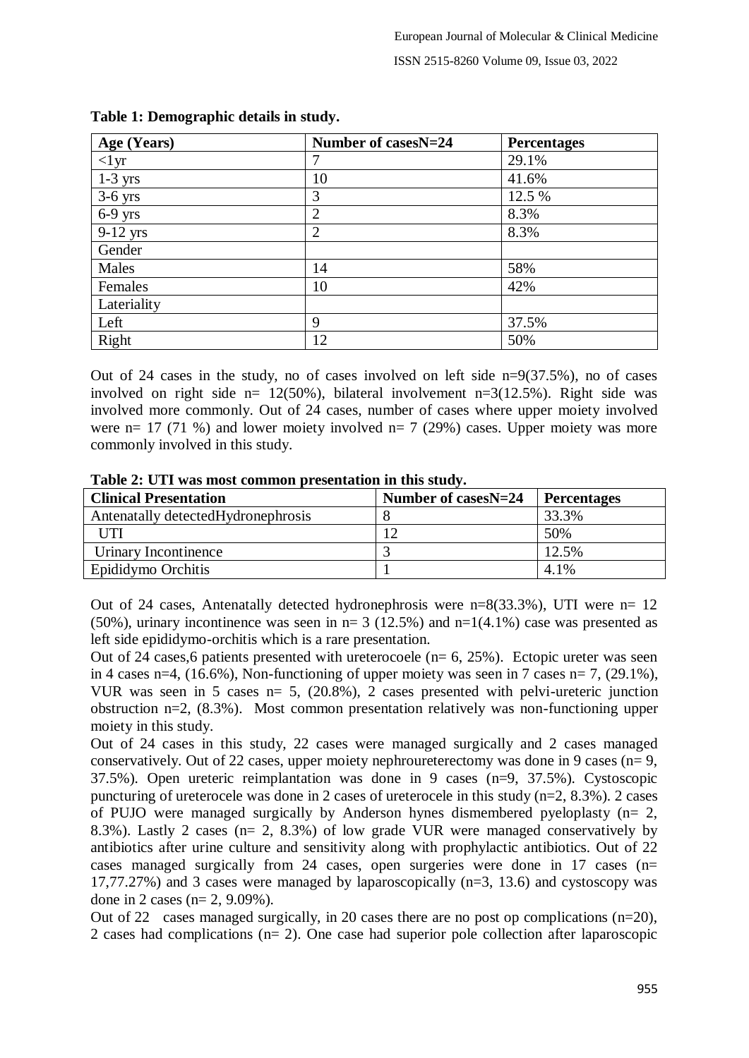**Table 1: Demographic details in study.**

| Age (Years) | Number of casesN=24 | Percentages |
|---|---|---|
| <1yr | 7 | 29.1% |
| 1-3 yrs | 10 | 41.6% |
| 3-6 yrs | 3 | 12.5 % |
| 6-9 yrs | 2 | 8.3% |
| 9-12 yrs | 2 | 8.3% |
| Gender | | |
| Males | 14 | 58% |
| Females | 10 | 42% |
| Lateriality | | |
| Left | 9 | 37.5% |
| Right | 12 | 50% |

Out of 24 cases in the study, no of cases involved on left side n=9(37.5%), no of cases involved on right side n= 12(50%), bilateral involvement n=3(12.5%). Right side was involved more commonly. Out of 24 cases, number of cases where upper moiety involved were n= 17 (71 %) and lower moiety involved n= 7 (29%) cases. Upper moiety was more commonly involved in this study.

**Table 2: UTI was most common presentation in this study.**

| Clinical Presentation | Number of casesN=24 | Percentages |
|---|---|---|
| Antenatally detectedHydronephrosis | 8 | 33.3% |
| UTI | 12 | 50% |
| Urinary Incontinence | 3 | 12.5% |
| Epididymo Orchitis | 1 | 4.1% |

Out of 24 cases, Antenatally detected hydronephrosis were n=8(33.3%), UTI were n= 12 (50%), urinary incontinence was seen in n= 3 (12.5%) and n=1(4.1%) case was presented as left side epididymo-orchitis which is a rare presentation.

Out of 24 cases,6 patients presented with ureterocoele (n= 6, 25%). Ectopic ureter was seen in 4 cases n=4, (16.6%), Non-functioning of upper moiety was seen in 7 cases n= 7, (29.1%), VUR was seen in 5 cases n= 5, (20.8%), 2 cases presented with pelvi-ureteric junction obstruction n=2, (8.3%). Most common presentation relatively was non-functioning upper moiety in this study.

Out of 24 cases in this study, 22 cases were managed surgically and 2 cases managed conservatively. Out of 22 cases, upper moiety nephroureterectomy was done in 9 cases (n= 9, 37.5%). Open ureteric reimplantation was done in 9 cases (n=9, 37.5%). Cystoscopic puncturing of ureterocele was done in 2 cases of ureterocele in this study (n=2, 8.3%). 2 cases of PUJO were managed surgically by Anderson hynes dismembered pyeloplasty (n= 2, 8.3%). Lastly 2 cases (n= 2, 8.3%) of low grade VUR were managed conservatively by antibiotics after urine culture and sensitivity along with prophylactic antibiotics. Out of 22 cases managed surgically from 24 cases, open surgeries were done in 17 cases (n= 17,77.27%) and 3 cases were managed by laparoscopically (n=3, 13.6) and cystoscopy was done in 2 cases (n= 2, 9.09%).

Out of 22 cases managed surgically, in 20 cases there are no post op complications (n=20), 2 cases had complications (n= 2). One case had superior pole collection after laparoscopic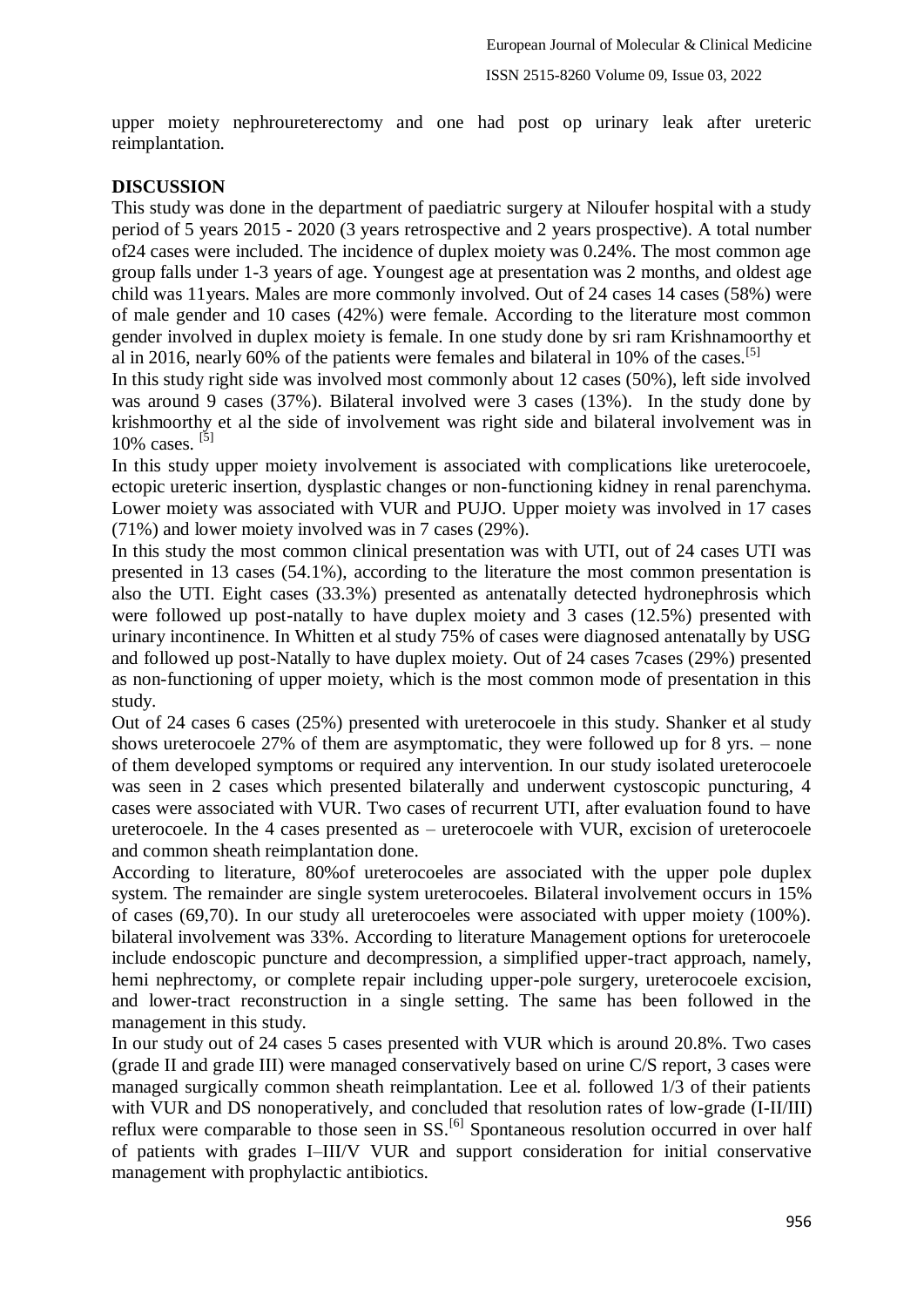upper moiety nephroureterectomy and one had post op urinary leak after ureteric reimplantation.

## DISCUSSION

This study was done in the department of paediatric surgery at Niloufer hospital with a study period of 5 years 2015 - 2020 (3 years retrospective and 2 years prospective). A total number of24 cases were included. The incidence of duplex moiety was 0.24%. The most common age group falls under 1-3 years of age. Youngest age at presentation was 2 months, and oldest age child was 11years. Males are more commonly involved. Out of 24 cases 14 cases (58%) were of male gender and 10 cases (42%) were female. According to the literature most common gender involved in duplex moiety is female. In one study done by sri ram Krishnamoorthy et al in 2016, nearly 60% of the patients were females and bilateral in 10% of the cases.[5]

In this study right side was involved most commonly about 12 cases (50%), left side involved was around 9 cases (37%). Bilateral involved were 3 cases (13%). In the study done by krishmoorthy et al the side of involvement was right side and bilateral involvement was in 10% cases. [5]

In this study upper moiety involvement is associated with complications like ureterocoele, ectopic ureteric insertion, dysplastic changes or non-functioning kidney in renal parenchyma. Lower moiety was associated with VUR and PUJO. Upper moiety was involved in 17 cases (71%) and lower moiety involved was in 7 cases (29%).

In this study the most common clinical presentation was with UTI, out of 24 cases UTI was presented in 13 cases (54.1%), according to the literature the most common presentation is also the UTI. Eight cases (33.3%) presented as antenatally detected hydronephrosis which were followed up post-natally to have duplex moiety and 3 cases (12.5%) presented with urinary incontinence. In Whitten et al study 75% of cases were diagnosed antenatally by USG and followed up post-Natally to have duplex moiety. Out of 24 cases 7cases (29%) presented as non-functioning of upper moiety, which is the most common mode of presentation in this study.

Out of 24 cases 6 cases (25%) presented with ureterocoele in this study. Shanker et al study shows ureterocoele 27% of them are asymptomatic, they were followed up for 8 yrs. – none of them developed symptoms or required any intervention. In our study isolated ureterocoele was seen in 2 cases which presented bilaterally and underwent cystoscopic puncturing, 4 cases were associated with VUR. Two cases of recurrent UTI, after evaluation found to have ureterocoele. In the 4 cases presented as – ureterocoele with VUR, excision of ureterocoele and common sheath reimplantation done.

According to literature, 80%of ureterocoeles are associated with the upper pole duplex system. The remainder are single system ureterocoeles. Bilateral involvement occurs in 15% of cases (69,70). In our study all ureterocoeles were associated with upper moiety (100%). bilateral involvement was 33%. According to literature Management options for ureterocoele include endoscopic puncture and decompression, a simplified upper-tract approach, namely, hemi nephrectomy, or complete repair including upper-pole surgery, ureterocoele excision, and lower-tract reconstruction in a single setting. The same has been followed in the management in this study.

In our study out of 24 cases 5 cases presented with VUR which is around 20.8%. Two cases (grade II and grade III) were managed conservatively based on urine C/S report, 3 cases were managed surgically common sheath reimplantation. Lee et al. followed 1/3 of their patients with VUR and DS nonoperatively, and concluded that resolution rates of low-grade (I-II/III) reflux were comparable to those seen in SS.[6] Spontaneous resolution occurred in over half of patients with grades I–III/V VUR and support consideration for initial conservative management with prophylactic antibiotics.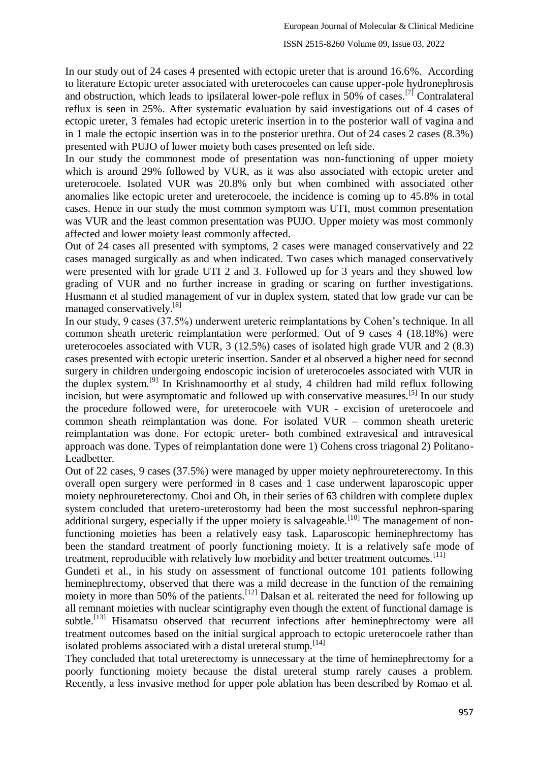In our study out of 24 cases 4 presented with ectopic ureter that is around 16.6%. According to literature Ectopic ureter associated with ureterocoeles can cause upper-pole hydronephrosis and obstruction, which leads to ipsilateral lower-pole reflux in 50% of cases.[7] Contralateral reflux is seen in 25%. After systematic evaluation by said investigations out of 4 cases of ectopic ureter, 3 females had ectopic ureteric insertion in to the posterior wall of vagina and in 1 male the ectopic insertion was in to the posterior urethra. Out of 24 cases 2 cases (8.3%) presented with PUJO of lower moiety both cases presented on left side.

In our study the commonest mode of presentation was non-functioning of upper moiety which is around 29% followed by VUR, as it was also associated with ectopic ureter and ureterocoele. Isolated VUR was 20.8% only but when combined with associated other anomalies like ectopic ureter and ureterocoele, the incidence is coming up to 45.8% in total cases. Hence in our study the most common symptom was UTI, most common presentation was VUR and the least common presentation was PUJO. Upper moiety was most commonly affected and lower moiety least commonly affected.

Out of 24 cases all presented with symptoms, 2 cases were managed conservatively and 22 cases managed surgically as and when indicated. Two cases which managed conservatively were presented with lor grade UTI 2 and 3. Followed up for 3 years and they showed low grading of VUR and no further increase in grading or scaring on further investigations. Husmann et al studied management of vur in duplex system, stated that low grade vur can be managed conservatively.[8]

In our study, 9 cases (37.5%) underwent ureteric reimplantations by Cohen's technique. In all common sheath ureteric reimplantation were performed. Out of 9 cases 4 (18.18%) were ureterocoeles associated with VUR, 3 (12.5%) cases of isolated high grade VUR and 2 (8.3) cases presented with ectopic ureteric insertion. Sander et al observed a higher need for second surgery in children undergoing endoscopic incision of ureterocoeles associated with VUR in the duplex system.[9] In Krishnamoorthy et al study, 4 children had mild reflux following incision, but were asymptomatic and followed up with conservative measures.[5] In our study the procedure followed were, for ureterocoele with VUR - excision of ureterocoele and common sheath reimplantation was done. For isolated VUR – common sheath ureteric reimplantation was done. For ectopic ureter- both combined extravesical and intravesical approach was done. Types of reimplantation done were 1) Cohens cross triagonal 2) Politano-Leadbetter.

Out of 22 cases, 9 cases (37.5%) were managed by upper moiety nephroureterectomy. In this overall open surgery were performed in 8 cases and 1 case underwent laparoscopic upper moiety nephroureterectomy. Choi and Oh, in their series of 63 children with complete duplex system concluded that uretero-ureterostomy had been the most successful nephron-sparing additional surgery, especially if the upper moiety is salvageable.[10] The management of non-functioning moieties has been a relatively easy task. Laparoscopic heminephrectomy has been the standard treatment of poorly functioning moiety. It is a relatively safe mode of treatment, reproducible with relatively low morbidity and better treatment outcomes.[11]

Gundeti et al., in his study on assessment of functional outcome 101 patients following heminephrectomy, observed that there was a mild decrease in the function of the remaining moiety in more than 50% of the patients.[12] Dalsan et al. reiterated the need for following up all remnant moieties with nuclear scintigraphy even though the extent of functional damage is subtle.[13] Hisamatsu observed that recurrent infections after heminephrectomy were all treatment outcomes based on the initial surgical approach to ectopic ureterocoele rather than isolated problems associated with a distal ureteral stump.[14]

They concluded that total ureterectomy is unnecessary at the time of heminephrectomy for a poorly functioning moiety because the distal ureteral stump rarely causes a problem. Recently, a less invasive method for upper pole ablation has been described by Romao et al.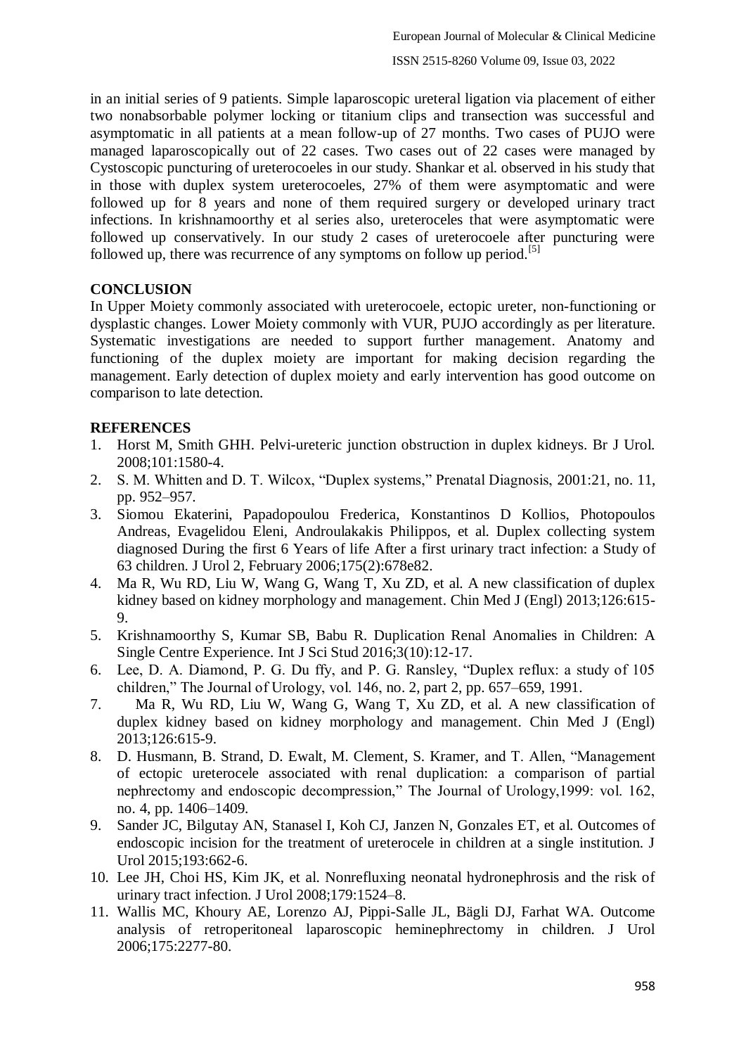in an initial series of 9 patients. Simple laparoscopic ureteral ligation via placement of either two nonabsorbable polymer locking or titanium clips and transection was successful and asymptomatic in all patients at a mean follow-up of 27 months. Two cases of PUJO were managed laparoscopically out of 22 cases. Two cases out of 22 cases were managed by Cystoscopic puncturing of ureterocoeles in our study. Shankar et al. observed in his study that in those with duplex system ureterocoeles, 27% of them were asymptomatic and were followed up for 8 years and none of them required surgery or developed urinary tract infections. In krishnamoorthy et al series also, ureteroceles that were asymptomatic were followed up conservatively. In our study 2 cases of ureterocoele after puncturing were followed up, there was recurrence of any symptoms on follow up period.[5]

## CONCLUSION

In Upper Moiety commonly associated with ureterocoele, ectopic ureter, non-functioning or dysplastic changes. Lower Moiety commonly with VUR, PUJO accordingly as per literature. Systematic investigations are needed to support further management. Anatomy and functioning of the duplex moiety are important for making decision regarding the management. Early detection of duplex moiety and early intervention has good outcome on comparison to late detection.

## REFERENCES

1. Horst M, Smith GHH. Pelvi-ureteric junction obstruction in duplex kidneys. Br J Urol. 2008;101:1580-4.
2. S. M. Whitten and D. T. Wilcox, "Duplex systems," Prenatal Diagnosis, 2001:21, no. 11, pp. 952–957.
3. Siomou Ekaterini, Papadopoulou Frederica, Konstantinos D Kollios, Photopoulos Andreas, Evagelidou Eleni, Androulakakis Philippos, et al. Duplex collecting system diagnosed During the first 6 Years of life After a first urinary tract infection: a Study of 63 children. J Urol 2, February 2006;175(2):678e82.
4. Ma R, Wu RD, Liu W, Wang G, Wang T, Xu ZD, et al. A new classification of duplex kidney based on kidney morphology and management. Chin Med J (Engl) 2013;126:615-9.
5. Krishnamoorthy S, Kumar SB, Babu R. Duplication Renal Anomalies in Children: A Single Centre Experience. Int J Sci Stud 2016;3(10):12-17.
6. Lee, D. A. Diamond, P. G. Du ffy, and P. G. Ransley, "Duplex reflux: a study of 105 children," The Journal of Urology, vol. 146, no. 2, part 2, pp. 657–659, 1991.
7. Ma R, Wu RD, Liu W, Wang G, Wang T, Xu ZD, et al. A new classification of duplex kidney based on kidney morphology and management. Chin Med J (Engl) 2013;126:615-9.
8. D. Husmann, B. Strand, D. Ewalt, M. Clement, S. Kramer, and T. Allen, "Management of ectopic ureterocele associated with renal duplication: a comparison of partial nephrectomy and endoscopic decompression," The Journal of Urology,1999: vol. 162, no. 4, pp. 1406–1409.
9. Sander JC, Bilgutay AN, Stanasel I, Koh CJ, Janzen N, Gonzales ET, et al. Outcomes of endoscopic incision for the treatment of ureterocele in children at a single institution. J Urol 2015;193:662-6.
10. Lee JH, Choi HS, Kim JK, et al. Nonrefluxing neonatal hydronephrosis and the risk of urinary tract infection. J Urol 2008;179:1524–8.
11. Wallis MC, Khoury AE, Lorenzo AJ, Pippi-Salle JL, Bägli DJ, Farhat WA. Outcome analysis of retroperitoneal laparoscopic heminephrectomy in children. J Urol 2006;175:2277-80.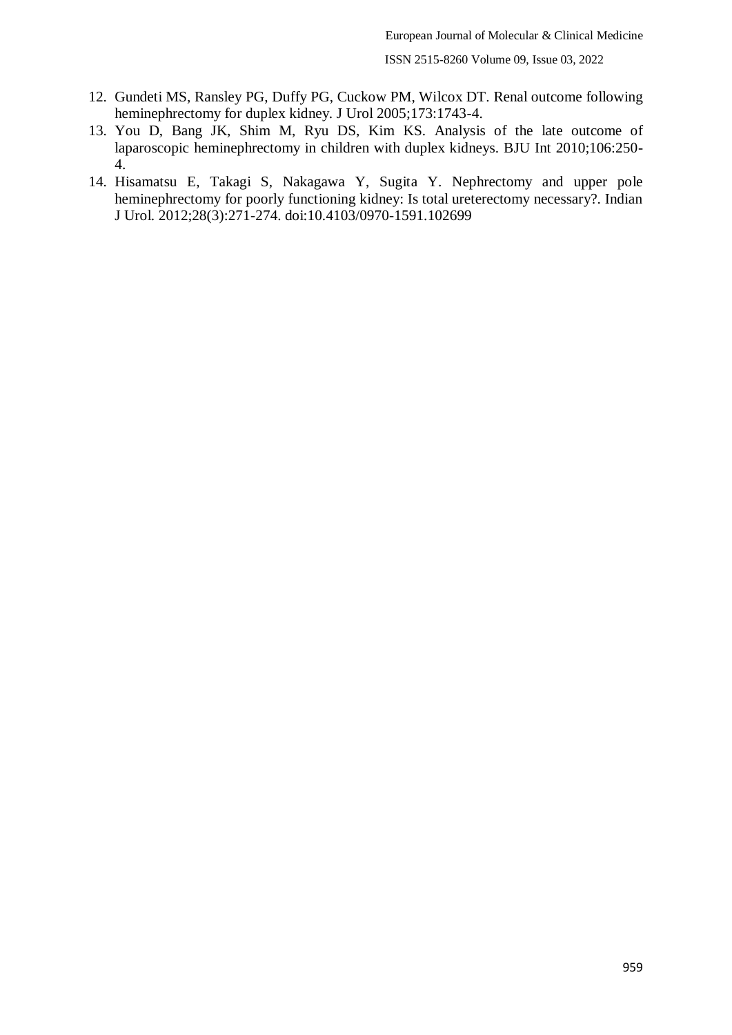12. Gundeti MS, Ransley PG, Duffy PG, Cuckow PM, Wilcox DT. Renal outcome following heminephrectomy for duplex kidney. J Urol 2005;173:1743-4.
13. You D, Bang JK, Shim M, Ryu DS, Kim KS. Analysis of the late outcome of laparoscopic heminephrectomy in children with duplex kidneys. BJU Int 2010;106:250-4.
14. Hisamatsu E, Takagi S, Nakagawa Y, Sugita Y. Nephrectomy and upper pole heminephrectomy for poorly functioning kidney: Is total ureterectomy necessary?. Indian J Urol. 2012;28(3):271-274. doi:10.4103/0970-1591.102699